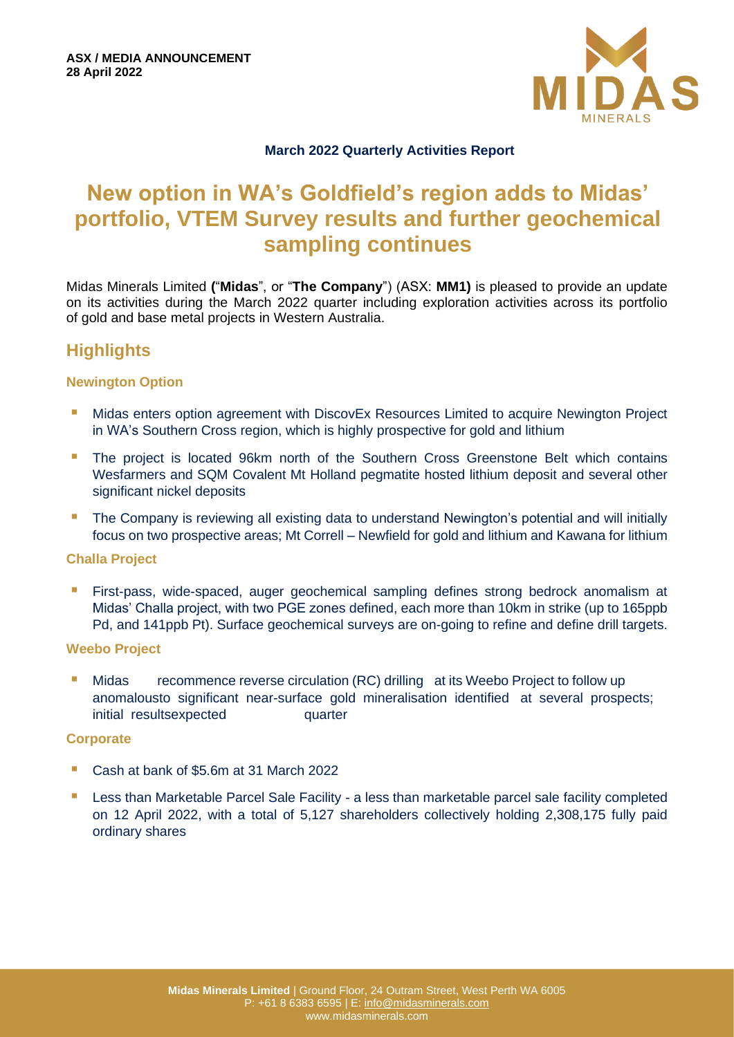**ASX / MEDIA ANNOUNCEMENT**
**28 April 2022**

MIDAS MINERALS

**March 2022 Quarterly Activities Report**

# New option in WA's Goldfield's region adds to Midas' portfolio, VTEM Survey results and further geochemical sampling continues

Midas Minerals Limited (“**Midas**”, or “**The Company**”) (ASX: **MM1)** is pleased to provide an update on its activities during the March 2022 quarter including exploration activities across its portfolio of gold and base metal projects in Western Australia.

## Highlights

### Newington Option

- Midas enters option agreement with DiscovEx Resources Limited to acquire Newington Project in WA's Southern Cross region, which is highly prospective for gold and lithium
- The project is located 96km north of the Southern Cross Greenstone Belt which contains Wesfarmers and SQM Covalent Mt Holland pegmatite hosted lithium deposit and several other significant nickel deposits
- The Company is reviewing all existing data to understand Newington's potential and will initially focus on two prospective areas; Mt Correll – Newfield for gold and lithium and Kawana for lithium

### Challa Project

- First-pass, wide-spaced, auger geochemical sampling defines strong bedrock anomalism at Midas' Challa project, with two PGE zones defined, each more than 10km in strike (up to 165ppb Pd, and 141ppb Pt). Surface geochemical surveys are on-going to refine and define drill targets.

### Weebo Project

- Midas recommence reverse circulation (RC) drilling at its Weebo Project to follow up anomalousto significant near-surface gold mineralisation identified at several prospects; initial resultsexpected quarter

### Corporate

- Cash at bank of $5.6m at 31 March 2022
- Less than Marketable Parcel Sale Facility - a less than marketable parcel sale facility completed on 12 April 2022, with a total of 5,127 shareholders collectively holding 2,308,175 fully paid ordinary shares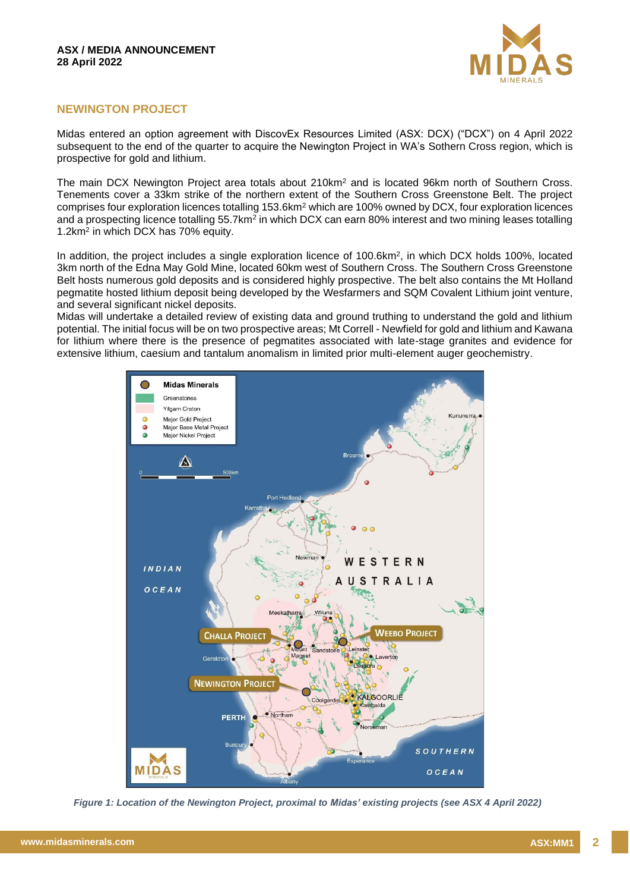## NEWINGTON PROJECT

Midas entered an option agreement with DiscovEx Resources Limited (ASX: DCX) ("DCX") on 4 April 2022 subsequent to the end of the quarter to acquire the Newington Project in WA's Sothern Cross region, which is prospective for gold and lithium.

The main DCX Newington Project area totals about 210km$^2$ and is located 96km north of Southern Cross. Tenements cover a 33km strike of the northern extent of the Southern Cross Greenstone Belt. The project comprises four exploration licences totalling 153.6km$^2$ which are 100% owned by DCX, four exploration licences and a prospecting licence totalling 55.7km$^2$ in which DCX can earn 80% interest and two mining leases totalling 1.2km$^2$ in which DCX has 70% equity.

In addition, the project includes a single exploration licence of 100.6km$^2$, in which DCX holds 100%, located 3km north of the Edna May Gold Mine, located 60km west of Southern Cross. The Southern Cross Greenstone Belt hosts numerous gold deposits and is considered highly prospective. The belt also contains the Mt Holland pegmatite hosted lithium deposit being developed by the Wesfarmers and SQM Covalent Lithium joint venture, and several significant nickel deposits.

Midas will undertake a detailed review of existing data and ground truthing to understand the gold and lithium potential. The initial focus will be on two prospective areas; Mt Correll - Newfield for gold and lithium and Kawana for lithium where there is the presence of pegmatites associated with late-stage granites and evidence for extensive lithium, caesium and tantalum anomalism in limited prior multi-element auger geochemistry.

Midas Minerals
Greenstones
Yilgarn Craton
Major Gold Project
Major Base Metal Project
Major Nickel Project
0
500km
Kununurra
Broome
Port Hedland
Karratha
Newman
WESTERN AUSTRALIA
INDIAN OCEAN
Meekatharra
Wiluna
CHALLA PROJECT
WEEBO PROJECT
Mount Magnet
Sandstone
Leinster
Laverton
Geraldton
Leonora
NEWINGTON PROJECT
Coolgardie
KALGOORLIE
Kambalda
PERTH
Northam
Norseman
Bunbury
Esperance
SOUTHERN OCEAN
Albany
MIDAS MINERALS

*Figure 1: Location of the Newington Project, proximal to Midas' existing projects (see ASX 4 April 2022)*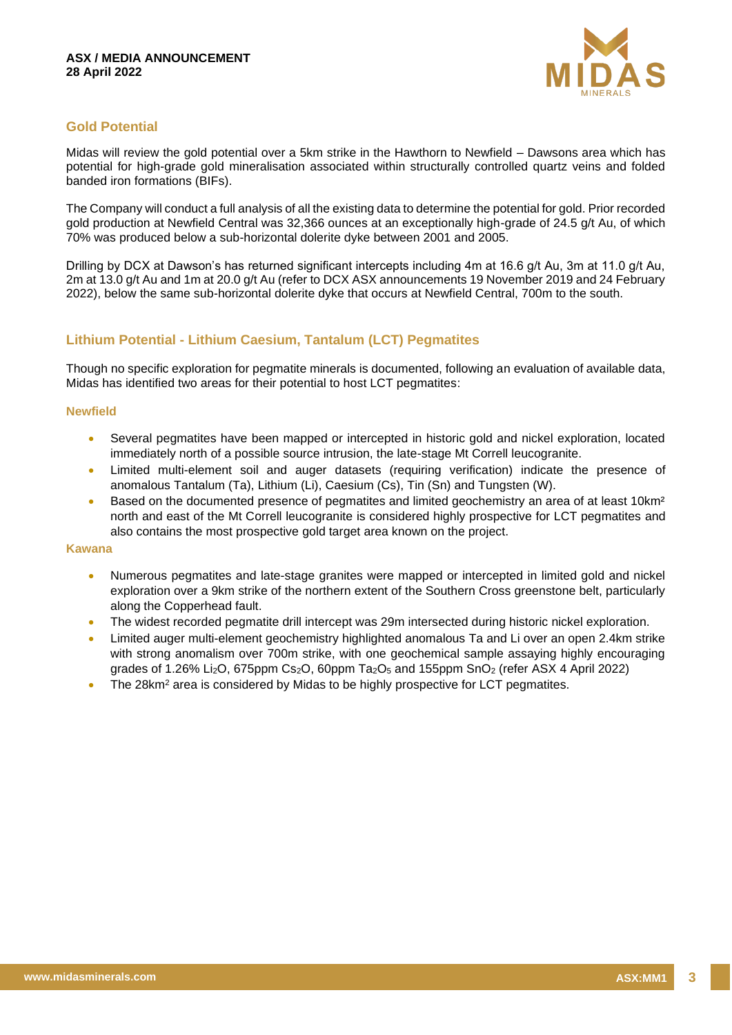## Gold Potential

Midas will review the gold potential over a 5km strike in the Hawthorn to Newfield – Dawsons area which has potential for high-grade gold mineralisation associated within structurally controlled quartz veins and folded banded iron formations (BIFs).

The Company will conduct a full analysis of all the existing data to determine the potential for gold. Prior recorded gold production at Newfield Central was 32,366 ounces at an exceptionally high-grade of 24.5 g/t Au, of which 70% was produced below a sub-horizontal dolerite dyke between 2001 and 2005.

Drilling by DCX at Dawson's has returned significant intercepts including 4m at 16.6 g/t Au, 3m at 11.0 g/t Au, 2m at 13.0 g/t Au and 1m at 20.0 g/t Au (refer to DCX ASX announcements 19 November 2019 and 24 February 2022), below the same sub-horizontal dolerite dyke that occurs at Newfield Central, 700m to the south.

## Lithium Potential - Lithium Caesium, Tantalum (LCT) Pegmatites

Though no specific exploration for pegmatite minerals is documented, following an evaluation of available data, Midas has identified two areas for their potential to host LCT pegmatites:

### Newfield

- Several pegmatites have been mapped or intercepted in historic gold and nickel exploration, located immediately north of a possible source intrusion, the late-stage Mt Correll leucogranite.
- Limited multi-element soil and auger datasets (requiring verification) indicate the presence of anomalous Tantalum (Ta), Lithium (Li), Caesium (Cs), Tin (Sn) and Tungsten (W).
- Based on the documented presence of pegmatites and limited geochemistry an area of at least 10km² north and east of the Mt Correll leucogranite is considered highly prospective for LCT pegmatites and also contains the most prospective gold target area known on the project.

### Kawana

- Numerous pegmatites and late-stage granites were mapped or intercepted in limited gold and nickel exploration over a 9km strike of the northern extent of the Southern Cross greenstone belt, particularly along the Copperhead fault.
- The widest recorded pegmatite drill intercept was 29m intersected during historic nickel exploration.
- Limited auger multi-element geochemistry highlighted anomalous Ta and Li over an open 2.4km strike with strong anomalism over 700m strike, with one geochemical sample assaying highly encouraging grades of 1.26% $Li_2O$, 675ppm $Cs_2O$, 60ppm $Ta_2O_5$ and 155ppm $SnO_2$ (refer ASX 4 April 2022)
- The 28km² area is considered by Midas to be highly prospective for LCT pegmatites.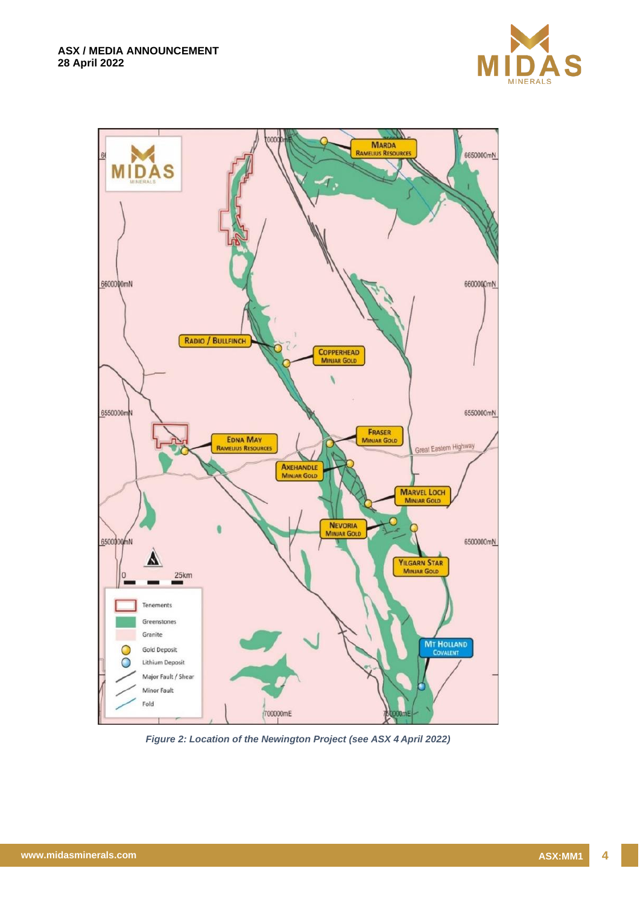MARDA
RAMELIUS RESOURCES

700000mE

6650000mN

6600000mN

RADIO / BULLFINCH

COPPERHEAD
MINJAR GOLD

6550000mN

EDNA MAY
RAMELIUS RESOURCES

FRASER
MINJAR GOLD

Great Eastern Highway

AXEHANDLE
MINJAR GOLD

MARVEL LOCH
MINJAR GOLD

NEVORIA
MINJAR GOLD

6500000mN

YILGARN STAR
MINJAR GOLD

0 25km

Tenements
Greenstones
Granite
Gold Deposit
Lithium Deposit
Major Fault / Shear
Minor Fault
Fold

MT HOLLAND
COVALENT

700000mE

750000mE

*Figure 2: Location of the Newington Project (see ASX 4 April 2022)*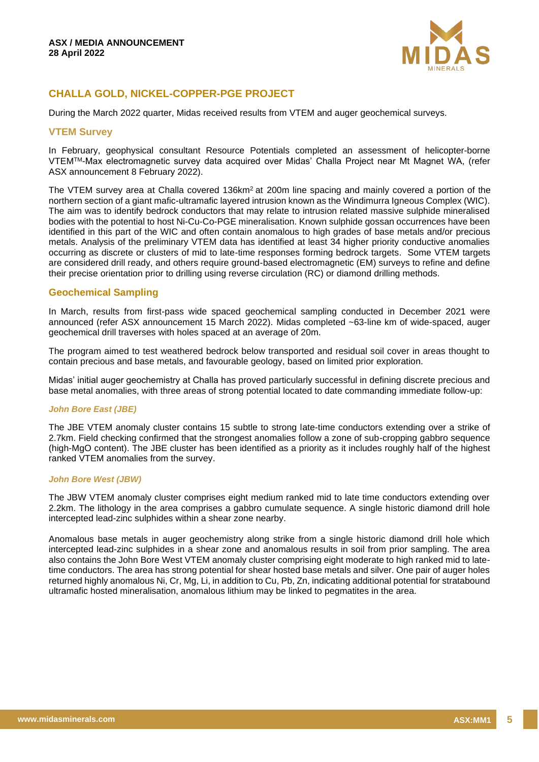**ASX / MEDIA ANNOUNCEMENT**
**28 April 2022**

## CHALLA GOLD, NICKEL-COPPER-PGE PROJECT

During the March 2022 quarter, Midas received results from VTEM and auger geochemical surveys.

### VTEM Survey

In February, geophysical consultant Resource Potentials completed an assessment of helicopter-borne VTEM™-Max electromagnetic survey data acquired over Midas' Challa Project near Mt Magnet WA, (refer ASX announcement 8 February 2022).

The VTEM survey area at Challa covered 136km$^2$ at 200m line spacing and mainly covered a portion of the northern section of a giant mafic-ultramafic layered intrusion known as the Windimurra Igneous Complex (WIC). The aim was to identify bedrock conductors that may relate to intrusion related massive sulphide mineralised bodies with the potential to host Ni-Cu-Co-PGE mineralisation. Known sulphide gossan occurrences have been identified in this part of the WIC and often contain anomalous to high grades of base metals and/or precious metals. Analysis of the preliminary VTEM data has identified at least 34 higher priority conductive anomalies occurring as discrete or clusters of mid to late-time responses forming bedrock targets. Some VTEM targets are considered drill ready, and others require ground-based electromagnetic (EM) surveys to refine and define their precise orientation prior to drilling using reverse circulation (RC) or diamond drilling methods.

### Geochemical Sampling

In March, results from first-pass wide spaced geochemical sampling conducted in December 2021 were announced (refer ASX announcement 15 March 2022). Midas completed ~63-line km of wide-spaced, auger geochemical drill traverses with holes spaced at an average of 20m.

The program aimed to test weathered bedrock below transported and residual soil cover in areas thought to contain precious and base metals, and favourable geology, based on limited prior exploration.

Midas' initial auger geochemistry at Challa has proved particularly successful in defining discrete precious and base metal anomalies, with three areas of strong potential located to date commanding immediate follow-up:

#### *John Bore East (JBE)*

The JBE VTEM anomaly cluster contains 15 subtle to strong late-time conductors extending over a strike of 2.7km. Field checking confirmed that the strongest anomalies follow a zone of sub-cropping gabbro sequence (high-MgO content). The JBE cluster has been identified as a priority as it includes roughly half of the highest ranked VTEM anomalies from the survey.

#### *John Bore West (JBW)*

The JBW VTEM anomaly cluster comprises eight medium ranked mid to late time conductors extending over 2.2km. The lithology in the area comprises a gabbro cumulate sequence. A single historic diamond drill hole intercepted lead-zinc sulphides within a shear zone nearby.

Anomalous base metals in auger geochemistry along strike from a single historic diamond drill hole which intercepted lead-zinc sulphides in a shear zone and anomalous results in soil from prior sampling. The area also contains the John Bore West VTEM anomaly cluster comprising eight moderate to high ranked mid to late-time conductors. The area has strong potential for shear hosted base metals and silver. One pair of auger holes returned highly anomalous Ni, Cr, Mg, Li, in addition to Cu, Pb, Zn, indicating additional potential for stratabound ultramafic hosted mineralisation, anomalous lithium may be linked to pegmatites in the area.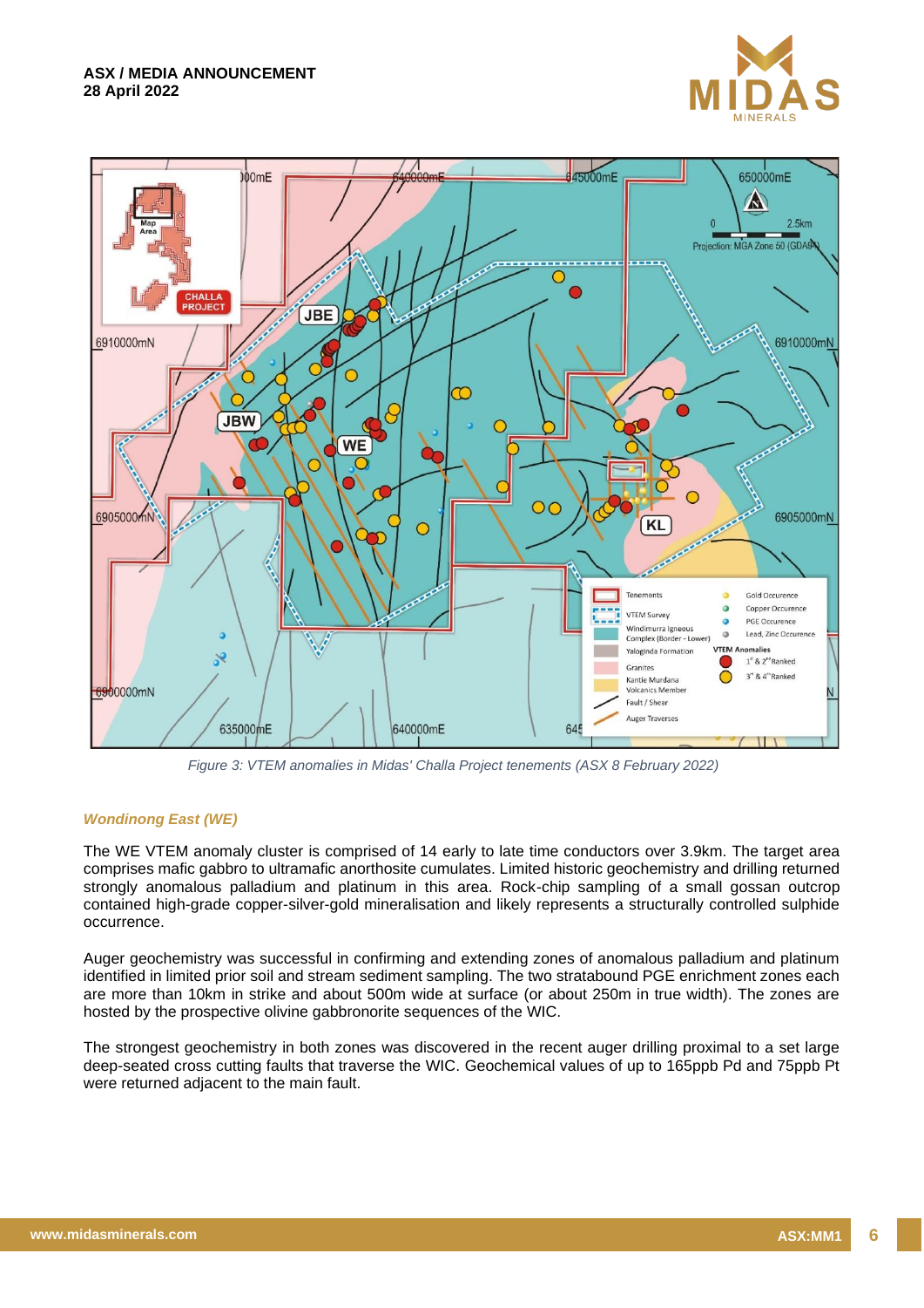Figure 3: VTEM anomalies in Midas' Challa Project tenements (ASX 8 February 2022)

### *Wondinong East (WE)*

The WE VTEM anomaly cluster is comprised of 14 early to late time conductors over 3.9km. The target area comprises mafic gabbro to ultramafic anorthosite cumulates. Limited historic geochemistry and drilling returned strongly anomalous palladium and platinum in this area. Rock-chip sampling of a small gossan outcrop contained high-grade copper-silver-gold mineralisation and likely represents a structurally controlled sulphide occurrence.

Auger geochemistry was successful in confirming and extending zones of anomalous palladium and platinum identified in limited prior soil and stream sediment sampling. The two stratabound PGE enrichment zones each are more than 10km in strike and about 500m wide at surface (or about 250m in true width). The zones are hosted by the prospective olivine gabbronorite sequences of the WIC.

The strongest geochemistry in both zones was discovered in the recent auger drilling proximal to a set large deep-seated cross cutting faults that traverse the WIC. Geochemical values of up to 165ppb Pd and 75ppb Pt were returned adjacent to the main fault.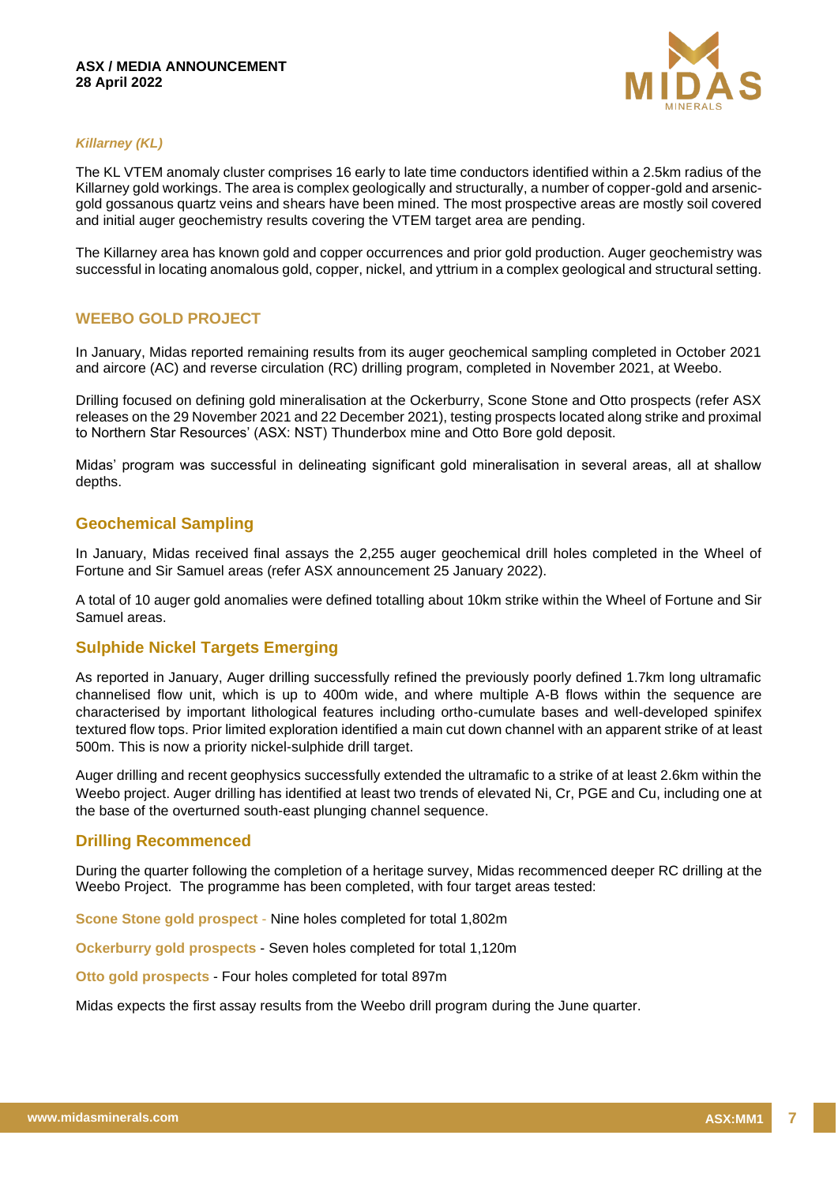*Killarney (KL)*

The KL VTEM anomaly cluster comprises 16 early to late time conductors identified within a 2.5km radius of the Killarney gold workings. The area is complex geologically and structurally, a number of copper-gold and arsenic-gold gossanous quartz veins and shears have been mined. The most prospective areas are mostly soil covered and initial auger geochemistry results covering the VTEM target area are pending.

The Killarney area has known gold and copper occurrences and prior gold production. Auger geochemistry was successful in locating anomalous gold, copper, nickel, and yttrium in a complex geological and structural setting.

## WEEBO GOLD PROJECT

In January, Midas reported remaining results from its auger geochemical sampling completed in October 2021 and aircore (AC) and reverse circulation (RC) drilling program, completed in November 2021, at Weebo.

Drilling focused on defining gold mineralisation at the Ockerburry, Scone Stone and Otto prospects (refer ASX releases on the 29 November 2021 and 22 December 2021), testing prospects located along strike and proximal to Northern Star Resources' (ASX: NST) Thunderbox mine and Otto Bore gold deposit.

Midas' program was successful in delineating significant gold mineralisation in several areas, all at shallow depths.

### Geochemical Sampling

In January, Midas received final assays the 2,255 auger geochemical drill holes completed in the Wheel of Fortune and Sir Samuel areas (refer ASX announcement 25 January 2022).

A total of 10 auger gold anomalies were defined totalling about 10km strike within the Wheel of Fortune and Sir Samuel areas.

### Sulphide Nickel Targets Emerging

As reported in January, Auger drilling successfully refined the previously poorly defined 1.7km long ultramafic channelised flow unit, which is up to 400m wide, and where multiple A-B flows within the sequence are characterised by important lithological features including ortho-cumulate bases and well-developed spinifex textured flow tops. Prior limited exploration identified a main cut down channel with an apparent strike of at least 500m. This is now a priority nickel-sulphide drill target.

Auger drilling and recent geophysics successfully extended the ultramafic to a strike of at least 2.6km within the Weebo project. Auger drilling has identified at least two trends of elevated Ni, Cr, PGE and Cu, including one at the base of the overturned south-east plunging channel sequence.

### Drilling Recommenced

During the quarter following the completion of a heritage survey, Midas recommenced deeper RC drilling at the Weebo Project. The programme has been completed, with four target areas tested:

**Scone Stone gold prospect** - Nine holes completed for total 1,802m

**Ockerburry gold prospects** - Seven holes completed for total 1,120m

**Otto gold prospects** - Four holes completed for total 897m

Midas expects the first assay results from the Weebo drill program during the June quarter.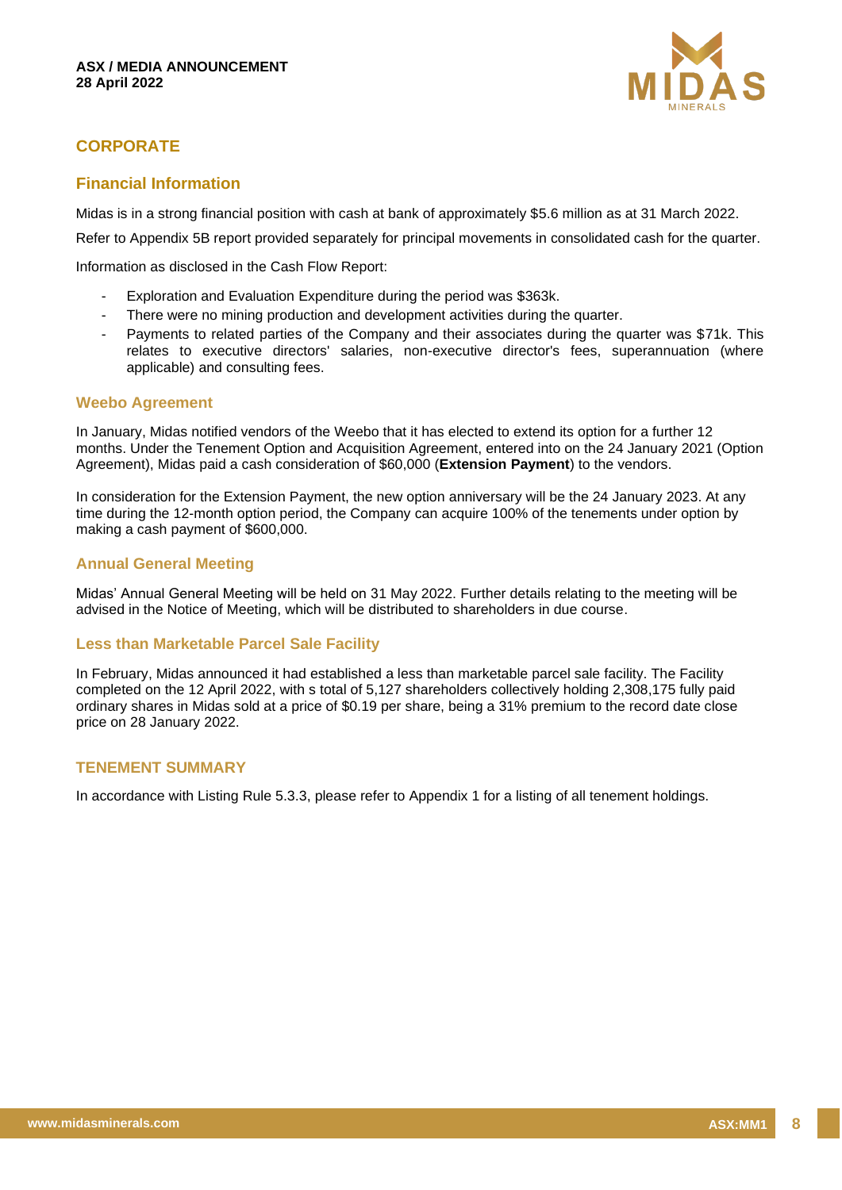## CORPORATE

### Financial Information

Midas is in a strong financial position with cash at bank of approximately $5.6 million as at 31 March 2022.

Refer to Appendix 5B report provided separately for principal movements in consolidated cash for the quarter.

Information as disclosed in the Cash Flow Report:

- Exploration and Evaluation Expenditure during the period was $363k.
- There were no mining production and development activities during the quarter.
- Payments to related parties of the Company and their associates during the quarter was $71k. This relates to executive directors' salaries, non-executive director's fees, superannuation (where applicable) and consulting fees.

### Weebo Agreement

In January, Midas notified vendors of the Weebo that it has elected to extend its option for a further 12 months. Under the Tenement Option and Acquisition Agreement, entered into on the 24 January 2021 (Option Agreement), Midas paid a cash consideration of $60,000 (**Extension Payment**) to the vendors.

In consideration for the Extension Payment, the new option anniversary will be the 24 January 2023. At any time during the 12-month option period, the Company can acquire 100% of the tenements under option by making a cash payment of $600,000.

### Annual General Meeting

Midas' Annual General Meeting will be held on 31 May 2022. Further details relating to the meeting will be advised in the Notice of Meeting, which will be distributed to shareholders in due course.

### Less than Marketable Parcel Sale Facility

In February, Midas announced it had established a less than marketable parcel sale facility. The Facility completed on the 12 April 2022, with s total of 5,127 shareholders collectively holding 2,308,175 fully paid ordinary shares in Midas sold at a price of $0.19 per share, being a 31% premium to the record date close price on 28 January 2022.

## TENEMENT SUMMARY

In accordance with Listing Rule 5.3.3, please refer to Appendix 1 for a listing of all tenement holdings.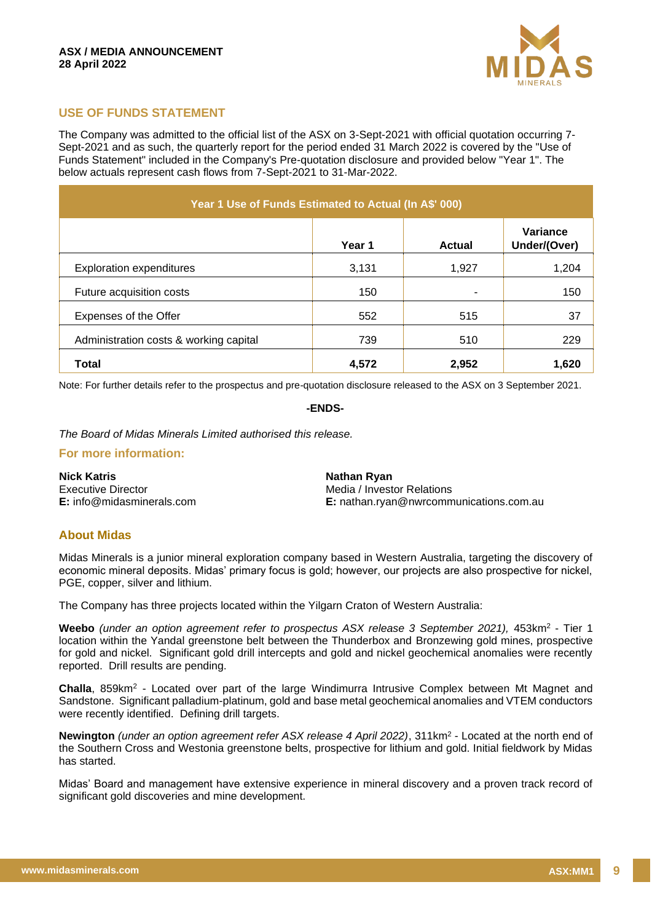**ASX / MEDIA ANNOUNCEMENT**
**28 April 2022**

## USE OF FUNDS STATEMENT

The Company was admitted to the official list of the ASX on 3-Sept-2021 with official quotation occurring 7-Sept-2021 and as such, the quarterly report for the period ended 31 March 2022 is covered by the "Use of Funds Statement" included in the Company's Pre-quotation disclosure and provided below "Year 1". The below actuals represent cash flows from 7-Sept-2021 to 31-Mar-2022.

**Year 1 Use of Funds Estimated to Actual (In A$' 000)**

| | Year 1 | Actual | Variance Under/(Over) |
|---|---|---|---|
| Exploration expenditures | 3,131 | 1,927 | 1,204 |
| Future acquisition costs | 150 | - | 150 |
| Expenses of the Offer | 552 | 515 | 37 |
| Administration costs & working capital | 739 | 510 | 229 |
| **Total** | **4,572** | **2,952** | **1,620** |

Note: For further details refer to the prospectus and pre-quotation disclosure released to the ASX on 3 September 2021.

**-ENDS-**

*The Board of Midas Minerals Limited authorised this release.*

### For more information:

**Nick Katris**
Executive Director
**E:** info@midasminerals.com

**Nathan Ryan**
Media / Investor Relations
**E:** nathan.ryan@nwrcommunications.com.au

### About Midas

Midas Minerals is a junior mineral exploration company based in Western Australia, targeting the discovery of economic mineral deposits. Midas' primary focus is gold; however, our projects are also prospective for nickel, PGE, copper, silver and lithium.

The Company has three projects located within the Yilgarn Craton of Western Australia:

**Weebo** *(under an option agreement refer to prospectus ASX release 3 September 2021),* 453km$^2$ - Tier 1 location within the Yandal greenstone belt between the Thunderbox and Bronzewing gold mines, prospective for gold and nickel. Significant gold drill intercepts and gold and nickel geochemical anomalies were recently reported. Drill results are pending.

**Challa**, 859km$^2$ - Located over part of the large Windimurra Intrusive Complex between Mt Magnet and Sandstone. Significant palladium-platinum, gold and base metal geochemical anomalies and VTEM conductors were recently identified. Defining drill targets.

**Newington** *(under an option agreement refer ASX release 4 April 2022)*, 311km$^2$ - Located at the north end of the Southern Cross and Westonia greenstone belts, prospective for lithium and gold. Initial fieldwork by Midas has started.

Midas' Board and management have extensive experience in mineral discovery and a proven track record of significant gold discoveries and mine development.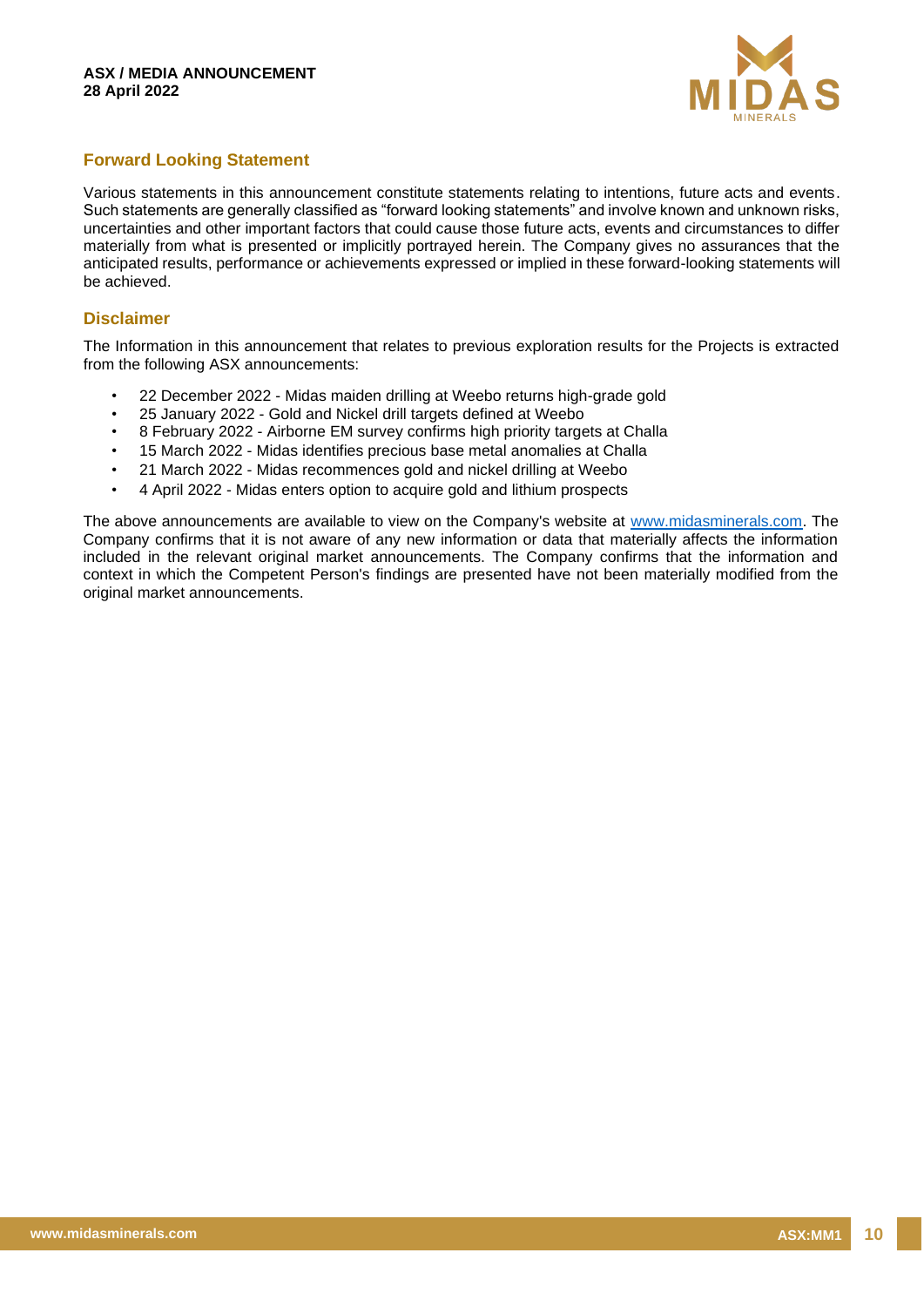## Forward Looking Statement

Various statements in this announcement constitute statements relating to intentions, future acts and events. Such statements are generally classified as "forward looking statements" and involve known and unknown risks, uncertainties and other important factors that could cause those future acts, events and circumstances to differ materially from what is presented or implicitly portrayed herein. The Company gives no assurances that the anticipated results, performance or achievements expressed or implied in these forward-looking statements will be achieved.

## Disclaimer

The Information in this announcement that relates to previous exploration results for the Projects is extracted from the following ASX announcements:

- 22 December 2022 - Midas maiden drilling at Weebo returns high-grade gold
- 25 January 2022 - Gold and Nickel drill targets defined at Weebo
- 8 February 2022 - Airborne EM survey confirms high priority targets at Challa
- 15 March 2022 - Midas identifies precious base metal anomalies at Challa
- 21 March 2022 - Midas recommences gold and nickel drilling at Weebo
- 4 April 2022 - Midas enters option to acquire gold and lithium prospects

The above announcements are available to view on the Company's website at www.midasminerals.com. The Company confirms that it is not aware of any new information or data that materially affects the information included in the relevant original market announcements. The Company confirms that the information and context in which the Competent Person's findings are presented have not been materially modified from the original market announcements.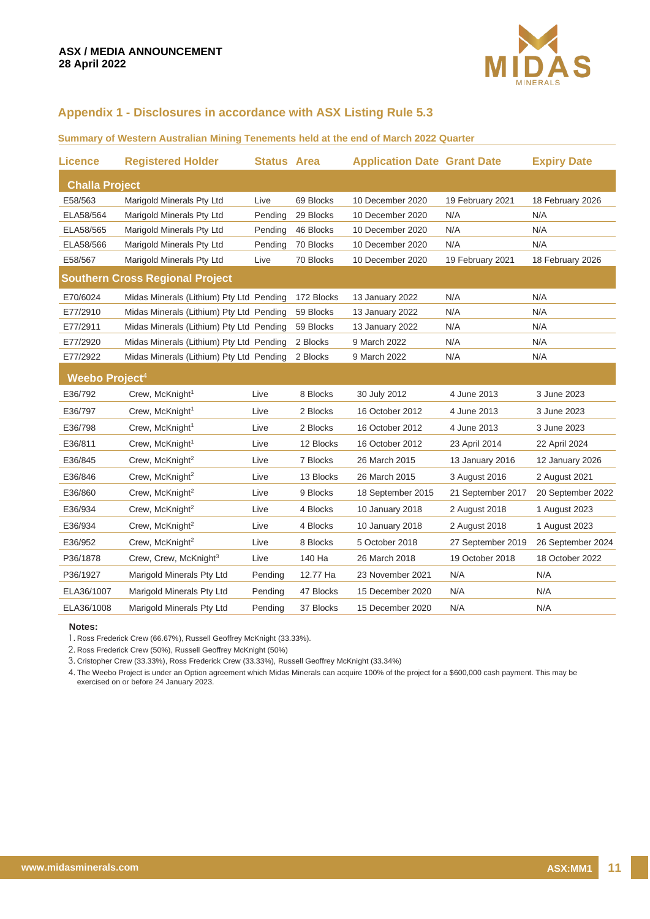## Appendix 1 - Disclosures in accordance with ASX Listing Rule 5.3

### Summary of Western Australian Mining Tenements held at the end of March 2022 Quarter

| Licence | Registered Holder | Status | Area | Application Date | Grant Date | Expiry Date |
|---|---|---|---|---|---|---|
| **Challa Project** | | | | | | |
| E58/563 | Marigold Minerals Pty Ltd | Live | 69 Blocks | 10 December 2020 | 19 February 2021 | 18 February 2026 |
| ELA58/564 | Marigold Minerals Pty Ltd | Pending | 29 Blocks | 10 December 2020 | N/A | N/A |
| ELA58/565 | Marigold Minerals Pty Ltd | Pending | 46 Blocks | 10 December 2020 | N/A | N/A |
| ELA58/566 | Marigold Minerals Pty Ltd | Pending | 70 Blocks | 10 December 2020 | N/A | N/A |
| E58/567 | Marigold Minerals Pty Ltd | Live | 70 Blocks | 10 December 2020 | 19 February 2021 | 18 February 2026 |
| **Southern Cross Regional Project** | | | | | | |
| E70/6024 | Midas Minerals (Lithium) Pty Ltd | Pending | 172 Blocks | 13 January 2022 | N/A | N/A |
| E77/2910 | Midas Minerals (Lithium) Pty Ltd | Pending | 59 Blocks | 13 January 2022 | N/A | N/A |
| E77/2911 | Midas Minerals (Lithium) Pty Ltd | Pending | 59 Blocks | 13 January 2022 | N/A | N/A |
| E77/2920 | Midas Minerals (Lithium) Pty Ltd | Pending | 2 Blocks | 9 March 2022 | N/A | N/A |
| E77/2922 | Midas Minerals (Lithium) Pty Ltd | Pending | 2 Blocks | 9 March 2022 | N/A | N/A |
| **Weebo Project[4]** | | | | | | |
| E36/792 | Crew, McKnight[1] | Live | 8 Blocks | 30 July 2012 | 4 June 2013 | 3 June 2023 |
| E36/797 | Crew, McKnight[1] | Live | 2 Blocks | 16 October 2012 | 4 June 2013 | 3 June 2023 |
| E36/798 | Crew, McKnight[1] | Live | 2 Blocks | 16 October 2012 | 4 June 2013 | 3 June 2023 |
| E36/811 | Crew, McKnight[1] | Live | 12 Blocks | 16 October 2012 | 23 April 2014 | 22 April 2024 |
| E36/845 | Crew, McKnight[2] | Live | 7 Blocks | 26 March 2015 | 13 January 2016 | 12 January 2026 |
| E36/846 | Crew, McKnight[2] | Live | 13 Blocks | 26 March 2015 | 3 August 2016 | 2 August 2021 |
| E36/860 | Crew, McKnight[2] | Live | 9 Blocks | 18 September 2015 | 21 September 2017 | 20 September 2022 |
| E36/934 | Crew, McKnight[2] | Live | 4 Blocks | 10 January 2018 | 2 August 2018 | 1 August 2023 |
| E36/934 | Crew, McKnight[2] | Live | 4 Blocks | 10 January 2018 | 2 August 2018 | 1 August 2023 |
| E36/952 | Crew, McKnight[2] | Live | 8 Blocks | 5 October 2018 | 27 September 2019 | 26 September 2024 |
| P36/1878 | Crew, Crew, McKnight[3] | Live | 140 Ha | 26 March 2018 | 19 October 2018 | 18 October 2022 |
| P36/1927 | Marigold Minerals Pty Ltd | Pending | 12.77 Ha | 23 November 2021 | N/A | N/A |
| ELA36/1007 | Marigold Minerals Pty Ltd | Pending | 47 Blocks | 15 December 2020 | N/A | N/A |
| ELA36/1008 | Marigold Minerals Pty Ltd | Pending | 37 Blocks | 15 December 2020 | N/A | N/A |

**Notes:**

1. Ross Frederick Crew (66.67%), Russell Geoffrey McKnight (33.33%).
2. Ross Frederick Crew (50%), Russell Geoffrey McKnight (50%)
3. Cristopher Crew (33.33%), Ross Frederick Crew (33.33%), Russell Geoffrey McKnight (33.34%)
4. The Weebo Project is under an Option agreement which Midas Minerals can acquire 100% of the project for a $600,000 cash payment. This may be exercised on or before 24 January 2023.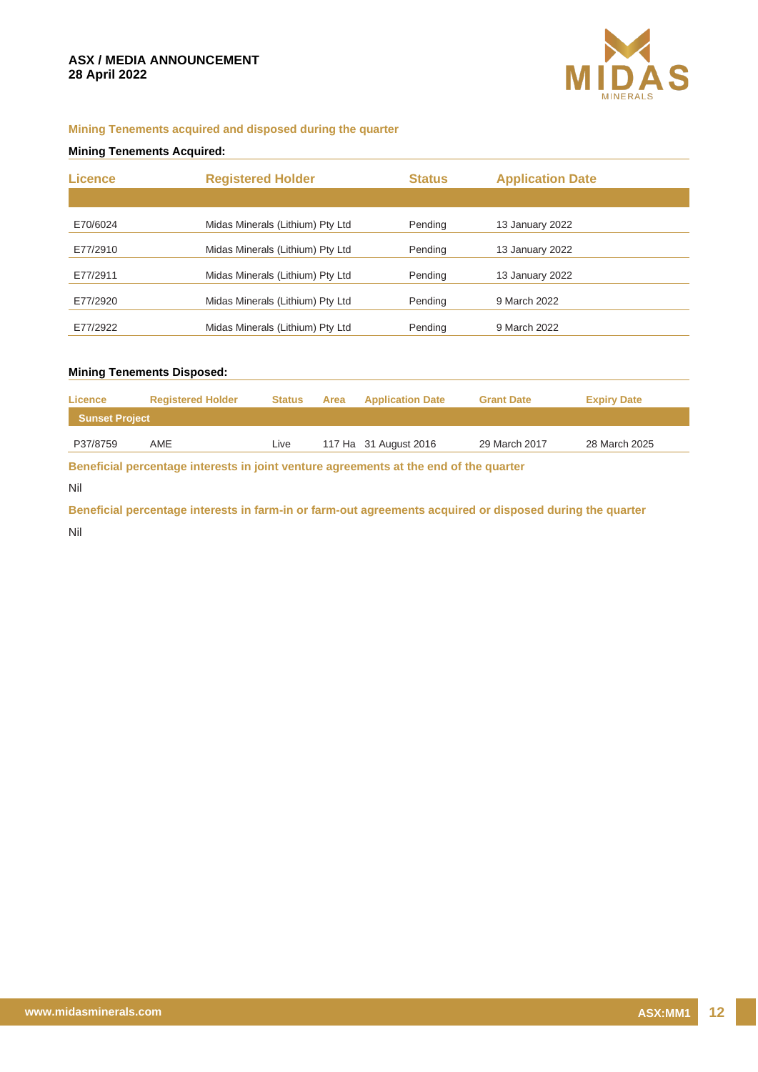### Mining Tenements acquired and disposed during the quarter

**Mining Tenements Acquired:**

| Licence | Registered Holder | Status | Application Date |
|---|---|---|---|
| E70/6024 | Midas Minerals (Lithium) Pty Ltd | Pending | 13 January 2022 |
| E77/2910 | Midas Minerals (Lithium) Pty Ltd | Pending | 13 January 2022 |
| E77/2911 | Midas Minerals (Lithium) Pty Ltd | Pending | 13 January 2022 |
| E77/2920 | Midas Minerals (Lithium) Pty Ltd | Pending | 9 March 2022 |
| E77/2922 | Midas Minerals (Lithium) Pty Ltd | Pending | 9 March 2022 |

**Mining Tenements Disposed:**

| Licence | Registered Holder | Status | Area | Application Date | Grant Date | Expiry Date |
|---|---|---|---|---|---|---|
| **Sunset Project** | | | | | | |
| P37/8759 | AME | Live | 117 Ha | 31 August 2016 | 29 March 2017 | 28 March 2025 |

### Beneficial percentage interests in joint venture agreements at the end of the quarter

Nil

### Beneficial percentage interests in farm-in or farm-out agreements acquired or disposed during the quarter

Nil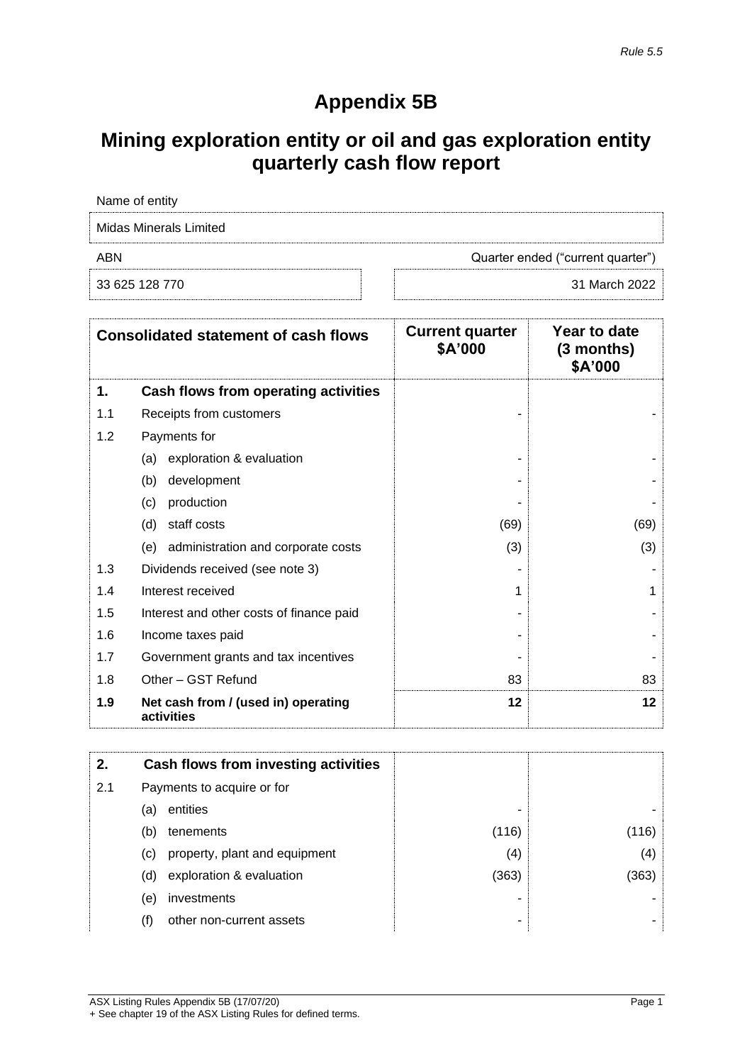*Rule 5.5*

# Appendix 5B

## Mining exploration entity or oil and gas exploration entity quarterly cash flow report

| Name of entity | |
|---|---|
| Midas Minerals Limited | |
| **ABN** | **Quarter ended ("current quarter")** |
| 33 625 128 770 | 31 March 2022 |

| | Consolidated statement of cash flows | Current quarter $A'000 | Year to date (3 months) $A'000 |
|---|---|---|---|
| **1.** | **Cash flows from operating activities** | | |
| 1.1 | Receipts from customers | - | - |
| 1.2 | Payments for | | |
| | (a) exploration & evaluation | - | - |
| | (b) development | - | - |
| | (c) production | - | - |
| | (d) staff costs | (69) | (69) |
| | (e) administration and corporate costs | (3) | (3) |
| 1.3 | Dividends received (see note 3) | - | - |
| 1.4 | Interest received | 1 | 1 |
| 1.5 | Interest and other costs of finance paid | - | - |
| 1.6 | Income taxes paid | - | - |
| 1.7 | Government grants and tax incentives | - | - |
| 1.8 | Other – GST Refund | 83 | 83 |
| **1.9** | **Net cash from / (used in) operating activities** | **12** | **12** |

| | | | |
|---|---|---|---|
| **2.** | **Cash flows from investing activities** | | |
| 2.1 | Payments to acquire or for | | |
| | (a) entities | - | - |
| | (b) tenements | (116) | (116) |
| | (c) property, plant and equipment | (4) | (4) |
| | (d) exploration & evaluation | (363) | (363) |
| | (e) investments | - | - |
| | (f) other non-current assets | - | - |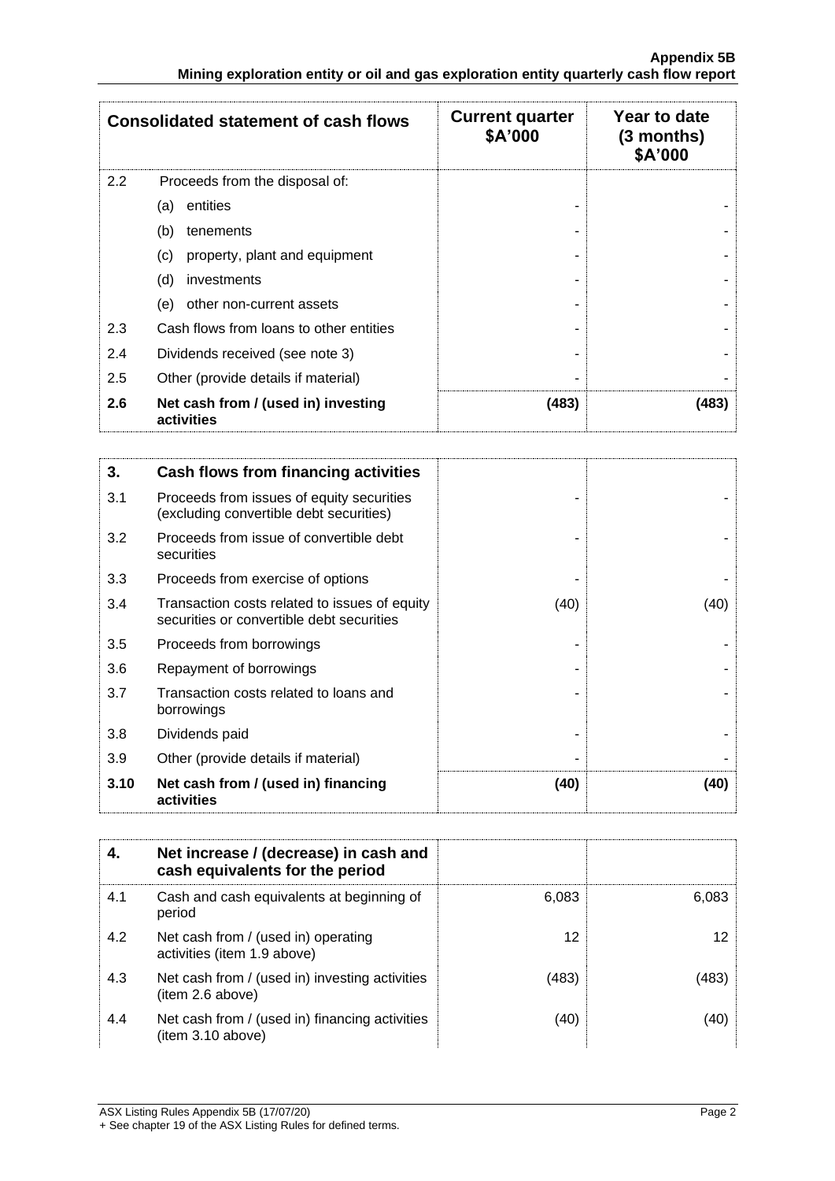| Consolidated statement of cash flows | | Current quarter $A'000 | Year to date (3 months) $A'000 |
|---|---|---|---|
| 2.2 | Proceeds from the disposal of: | | |
| | (a) entities | - | - |
| | (b) tenements | - | - |
| | (c) property, plant and equipment | - | - |
| | (d) investments | - | - |
| | (e) other non-current assets | - | - |
| 2.3 | Cash flows from loans to other entities | - | - |
| 2.4 | Dividends received (see note 3) | - | - |
| 2.5 | Other (provide details if material) | - | - |
| **2.6** | **Net cash from / (used in) investing activities** | **(483)** | **(483)** |

| | | | |
|---|---|---|---|
| **3.** | **Cash flows from financing activities** | | |
| 3.1 | Proceeds from issues of equity securities (excluding convertible debt securities) | - | - |
| 3.2 | Proceeds from issue of convertible debt securities | - | - |
| 3.3 | Proceeds from exercise of options | - | - |
| 3.4 | Transaction costs related to issues of equity securities or convertible debt securities | (40) | (40) |
| 3.5 | Proceeds from borrowings | - | - |
| 3.6 | Repayment of borrowings | - | - |
| 3.7 | Transaction costs related to loans and borrowings | - | - |
| 3.8 | Dividends paid | - | - |
| 3.9 | Other (provide details if material) | - | - |
| **3.10** | **Net cash from / (used in) financing activities** | **(40)** | **(40)** |

| | | | |
|---|---|---|---|
| **4.** | **Net increase / (decrease) in cash and cash equivalents for the period** | | |
| 4.1 | Cash and cash equivalents at beginning of period | 6,083 | 6,083 |
| 4.2 | Net cash from / (used in) operating activities (item 1.9 above) | 12 | 12 |
| 4.3 | Net cash from / (used in) investing activities (item 2.6 above) | (483) | (483) |
| 4.4 | Net cash from / (used in) financing activities (item 3.10 above) | (40) | (40) |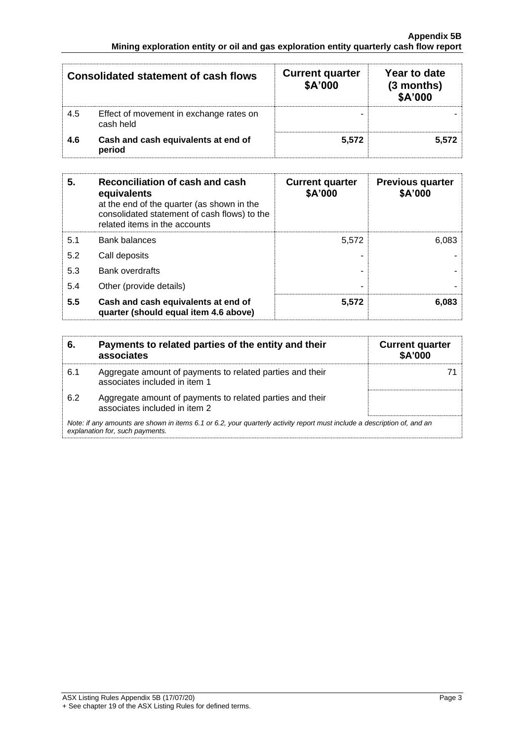| Consolidated statement of cash flows | | Current quarter $A'000 | Year to date (3 months) $A'000 |
|---|---|---|---|
| 4.5 | Effect of movement in exchange rates on cash held | - | - |
| **4.6** | **Cash and cash equivalents at end of period** | **5,572** | **5,572** |

| 5. | Reconciliation of cash and cash equivalents at the end of the quarter (as shown in the consolidated statement of cash flows) to the related items in the accounts | Current quarter $A'000 | Previous quarter $A'000 |
|---|---|---|---|
| 5.1 | Bank balances | 5,572 | 6,083 |
| 5.2 | Call deposits | - | - |
| 5.3 | Bank overdrafts | - | - |
| 5.4 | Other (provide details) | - | - |
| **5.5** | **Cash and cash equivalents at end of quarter (should equal item 4.6 above)** | **5,572** | **6,083** |

| 6. | Payments to related parties of the entity and their associates | Current quarter $A'000 |
|---|---|---|
| 6.1 | Aggregate amount of payments to related parties and their associates included in item 1 | 71 |
| 6.2 | Aggregate amount of payments to related parties and their associates included in item 2 | |

*Note: if any amounts are shown in items 6.1 or 6.2, your quarterly activity report must include a description of, and an explanation for, such payments.*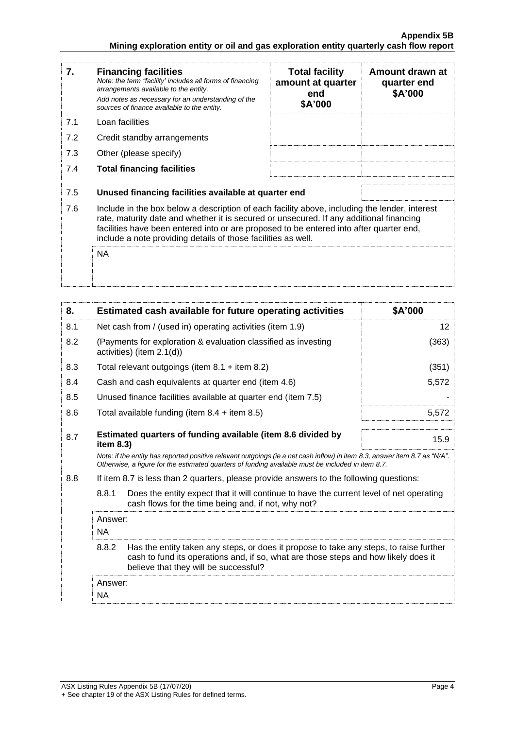| 7. | **Financing facilities**<br>*Note: the term "facility' includes all forms of financing arrangements available to the entity.*<br>*Add notes as necessary for an understanding of the sources of finance available to the entity.* | **Total facility amount at quarter end \$A'000** | **Amount drawn at quarter end \$A'000** |
|---|---|---|---|
| 7.1 | Loan facilities | | |
| 7.2 | Credit standby arrangements | | |
| 7.3 | Other (please specify) | | |
| 7.4 | **Total financing facilities** | | |
| 7.5 | **Unused financing facilities available at quarter end** | | |
| 7.6 | Include in the box below a description of each facility above, including the lender, interest rate, maturity date and whether it is secured or unsecured. If any additional financing facilities have been entered into or are proposed to be entered into after quarter end, include a note providing details of those facilities as well. | | |
| | NA | | |

| 8. | **Estimated cash available for future operating activities** | **\$A'000** |
|---|---|---|
| 8.1 | Net cash from / (used in) operating activities (item 1.9) | 12 |
| 8.2 | (Payments for exploration & evaluation classified as investing activities) (item 2.1(d)) | (363) |
| 8.3 | Total relevant outgoings (item 8.1 + item 8.2) | (351) |
| 8.4 | Cash and cash equivalents at quarter end (item 4.6) | 5,572 |
| 8.5 | Unused finance facilities available at quarter end (item 7.5) | - |
| 8.6 | Total available funding (item 8.4 + item 8.5) | 5,572 |
| 8.7 | **Estimated quarters of funding available (item 8.6 divided by item 8.3)** | 15.9 |

*Note: if the entity has reported positive relevant outgoings (ie a net cash inflow) in item 8.3, answer item 8.7 as "N/A". Otherwise, a figure for the estimated quarters of funding available must be included in item 8.7.*

8.8 If item 8.7 is less than 2 quarters, please provide answers to the following questions:

8.8.1 Does the entity expect that it will continue to have the current level of net operating cash flows for the time being and, if not, why not?

Answer:
NA

8.8.2 Has the entity taken any steps, or does it propose to take any steps, to raise further cash to fund its operations and, if so, what are those steps and how likely does it believe that they will be successful?

Answer:
NA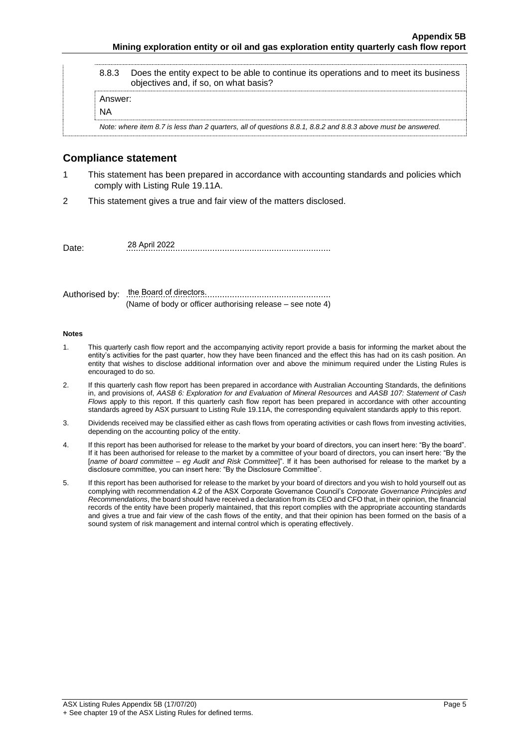| 8.8.3 | Does the entity expect to be able to continue its operations and to meet its business objectives and, if so, on what basis? |
|---|---|
| Answer: | |
| NA | |

*Note: where item 8.7 is less than 2 quarters, all of questions 8.8.1, 8.8.2 and 8.8.3 above must be answered.*

## Compliance statement

1. This statement has been prepared in accordance with accounting standards and policies which comply with Listing Rule 19.11A.
2. This statement gives a true and fair view of the matters disclosed.

Date: 28 April 2022

Authorised by: the Board of directors.
(Name of body or officer authorising release – see note 4)

**Notes**

1. This quarterly cash flow report and the accompanying activity report provide a basis for informing the market about the entity's activities for the past quarter, how they have been financed and the effect this has had on its cash position. An entity that wishes to disclose additional information over and above the minimum required under the Listing Rules is encouraged to do so.
2. If this quarterly cash flow report has been prepared in accordance with Australian Accounting Standards, the definitions in, and provisions of, *AASB 6: Exploration for and Evaluation of Mineral Resources* and *AASB 107: Statement of Cash Flows* apply to this report. If this quarterly cash flow report has been prepared in accordance with other accounting standards agreed by ASX pursuant to Listing Rule 19.11A, the corresponding equivalent standards apply to this report.
3. Dividends received may be classified either as cash flows from operating activities or cash flows from investing activities, depending on the accounting policy of the entity.
4. If this report has been authorised for release to the market by your board of directors, you can insert here: "By the board". If it has been authorised for release to the market by a committee of your board of directors, you can insert here: "By the [*name of board committee – eg Audit and Risk Committee*]". If it has been authorised for release to the market by a disclosure committee, you can insert here: "By the Disclosure Committee".
5. If this report has been authorised for release to the market by your board of directors and you wish to hold yourself out as complying with recommendation 4.2 of the ASX Corporate Governance Council's *Corporate Governance Principles and Recommendations*, the board should have received a declaration from its CEO and CFO that, in their opinion, the financial records of the entity have been properly maintained, that this report complies with the appropriate accounting standards and gives a true and fair view of the cash flows of the entity, and that their opinion has been formed on the basis of a sound system of risk management and internal control which is operating effectively.